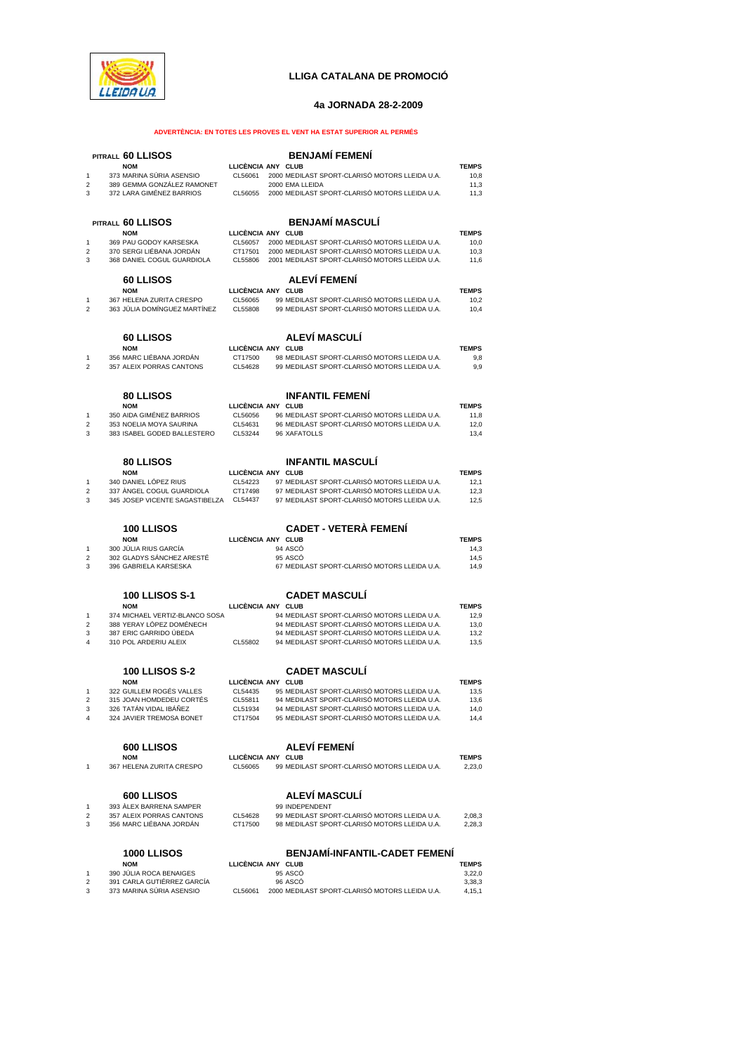# LLIGA CATALANA DE PROMOCIÓ

## 4a JORNADA 28-2-2009

**ADVERTÈNCIA: EN TOTES LES PROVES EL VENT HA ESTAT SUPERIOR AL PERMÈS**

### PITRALL 60 LLISOS — BENJAMÍ FEMENÍ

| | NOM | LLICÈNCIA | ANY | CLUB | TEMPS |
|---|---|---|---|---|---|
| 1 | 373 MARINA SÚRIA ASENSIO | CL56061 | 2000 | MEDILAST SPORT-CLARISÓ MOTORS LLEIDA U.A. | 10,8 |
| 2 | 389 GEMMA GONZÁLEZ RAMONET | | 2000 | EMA LLEIDA | 11,3 |
| 3 | 372 LARA GIMÉNEZ BARRIOS | CL56055 | 2000 | MEDILAST SPORT-CLARISÓ MOTORS LLEIDA U.A. | 11,3 |

### PITRALL 60 LLISOS — BENJAMÍ MASCULÍ

| | NOM | LLICÈNCIA | ANY | CLUB | TEMPS |
|---|---|---|---|---|---|
| 1 | 369 PAU GODOY KARSESKA | CL56057 | 2000 | MEDILAST SPORT-CLARISÓ MOTORS LLEIDA U.A. | 10,0 |
| 2 | 370 SERGI LIÉBANA JORDÁN | CT17501 | 2000 | MEDILAST SPORT-CLARISÓ MOTORS LLEIDA U.A. | 10,3 |
| 3 | 368 DANIEL COGUL GUARDIOLA | CL55806 | 2001 | MEDILAST SPORT-CLARISÓ MOTORS LLEIDA U.A. | 11,6 |

### 60 LLISOS — ALEVÍ FEMENÍ

| | NOM | LLICÈNCIA | ANY | CLUB | TEMPS |
|---|---|---|---|---|---|
| 1 | 367 HELENA ZURITA CRESPO | CL56065 | 99 | MEDILAST SPORT-CLARISÓ MOTORS LLEIDA U.A. | 10,2 |
| 2 | 363 JÚLIA DOMÍNGUEZ MARTÍNEZ | CL55808 | 99 | MEDILAST SPORT-CLARISÓ MOTORS LLEIDA U.A. | 10,4 |

### 60 LLISOS — ALEVÍ MASCULÍ

| | NOM | LLICÈNCIA | ANY | CLUB | TEMPS |
|---|---|---|---|---|---|
| 1 | 356 MARC LIÉBANA JORDÁN | CT17500 | 98 | MEDILAST SPORT-CLARISÓ MOTORS LLEIDA U.A. | 9,8 |
| 2 | 357 ALEIX PORRAS CANTONS | CL54628 | 99 | MEDILAST SPORT-CLARISÓ MOTORS LLEIDA U.A. | 9,9 |

### 80 LLISOS — INFANTIL FEMENÍ

| | NOM | LLICÈNCIA | ANY | CLUB | TEMPS |
|---|---|---|---|---|---|
| 1 | 350 AIDA GIMÉNEZ BARRIOS | CL56056 | 96 | MEDILAST SPORT-CLARISÓ MOTORS LLEIDA U.A. | 11,8 |
| 2 | 353 NOELIA MOYA SAURINA | CL54631 | 96 | MEDILAST SPORT-CLARISÓ MOTORS LLEIDA U.A. | 12,0 |
| 3 | 383 ISABEL GODED BALLESTERO | CL53244 | 96 | XAFATOLLS | 13,4 |

### 80 LLISOS — INFANTIL MASCULÍ

| | NOM | LLICÈNCIA | ANY | CLUB | TEMPS |
|---|---|---|---|---|---|
| 1 | 340 DANIEL LÓPEZ RIUS | CL54223 | 97 | MEDILAST SPORT-CLARISÓ MOTORS LLEIDA U.A. | 12,1 |
| 2 | 337 ÀNGEL COGUL GUARDIOLA | CT17498 | 97 | MEDILAST SPORT-CLARISÓ MOTORS LLEIDA U.A. | 12,3 |
| 3 | 345 JOSEP VICENTE SAGASTIBELZA | CL54437 | 97 | MEDILAST SPORT-CLARISÓ MOTORS LLEIDA U.A. | 12,5 |

### 100 LLISOS — CADET - VETERÀ FEMENÍ

| | NOM | LLICÈNCIA | ANY | CLUB | TEMPS |
|---|---|---|---|---|---|
| 1 | 300 JÚLIA RIUS GARCÍA | | 94 | ASCÓ | 14,3 |
| 2 | 302 GLADYS SÁNCHEZ ARESTÉ | | 95 | ASCÓ | 14,5 |
| 3 | 396 GABRIELA KARSESKA | | 67 | MEDILAST SPORT-CLARISÓ MOTORS LLEIDA U.A. | 14,9 |

### 100 LLISOS S-1 — CADET MASCULÍ

| | NOM | LLICÈNCIA | ANY | CLUB | TEMPS |
|---|---|---|---|---|---|
| 1 | 374 MICHAEL VERTIZ-BLANCO SOSA | | 94 | MEDILAST SPORT-CLARISÓ MOTORS LLEIDA U.A. | 12,9 |
| 2 | 388 YERAY LÓPEZ DOMÉNECH | | 94 | MEDILAST SPORT-CLARISÓ MOTORS LLEIDA U.A. | 13,0 |
| 3 | 387 ERIC GARRIDO ÚBEDA | | 94 | MEDILAST SPORT-CLARISÓ MOTORS LLEIDA U.A. | 13,2 |
| 4 | 310 POL ARDERIU ALEIX | CL55802 | 94 | MEDILAST SPORT-CLARISÓ MOTORS LLEIDA U.A. | 13,5 |

### 100 LLISOS S-2 — CADET MASCULÍ

| | NOM | LLICÈNCIA | ANY | CLUB | TEMPS |
|---|---|---|---|---|---|
| 1 | 322 GUILLEM ROGÉS VALLES | CL54435 | 95 | MEDILAST SPORT-CLARISÓ MOTORS LLEIDA U.A. | 13,5 |
| 2 | 315 JOAN HOMDEDEU CORTÉS | CL55811 | 94 | MEDILAST SPORT-CLARISÓ MOTORS LLEIDA U.A. | 13,6 |
| 3 | 326 TATÁN VIDAL IBÁÑEZ | CL51934 | 94 | MEDILAST SPORT-CLARISÓ MOTORS LLEIDA U.A. | 14,0 |
| 4 | 324 JAVIER TREMOSA BONET | CT17504 | 95 | MEDILAST SPORT-CLARISÓ MOTORS LLEIDA U.A. | 14,4 |

### 600 LLISOS — ALEVÍ FEMENÍ

| | NOM | LLICÈNCIA | ANY | CLUB | TEMPS |
|---|---|---|---|---|---|
| 1 | 367 HELENA ZURITA CRESPO | CL56065 | 99 | MEDILAST SPORT-CLARISÓ MOTORS LLEIDA U.A. | 2,23,0 |

### 600 LLISOS — ALEVÍ MASCULÍ

| | NOM | LLICÈNCIA | ANY | CLUB | TEMPS |
|---|---|---|---|---|---|
| 1 | 393 ÀLEX BARRENA SAMPER | | 99 | INDEPENDENT | |
| 2 | 357 ALEIX PORRAS CANTONS | CL54628 | 99 | MEDILAST SPORT-CLARISÓ MOTORS LLEIDA U.A. | 2,08,3 |
| 3 | 356 MARC LIÉBANA JORDÁN | CT17500 | 98 | MEDILAST SPORT-CLARISÓ MOTORS LLEIDA U.A. | 2,28,3 |

### 1000 LLISOS — BENJAMÍ-INFANTIL-CADET FEMENÍ

| | NOM | LLICÈNCIA | ANY | CLUB | TEMPS |
|---|---|---|---|---|---|
| 1 | 390 JÚLIA ROCA BENAIGES | | 95 | ASCÓ | 3,22,0 |
| 2 | 391 CARLA GUTIÉRREZ GARCÍA | | 96 | ASCÓ | 3,38,3 |
| 3 | 373 MARINA SÚRIA ASENSIO | CL56061 | 2000 | MEDILAST SPORT-CLARISÓ MOTORS LLEIDA U.A. | 4,15,1 |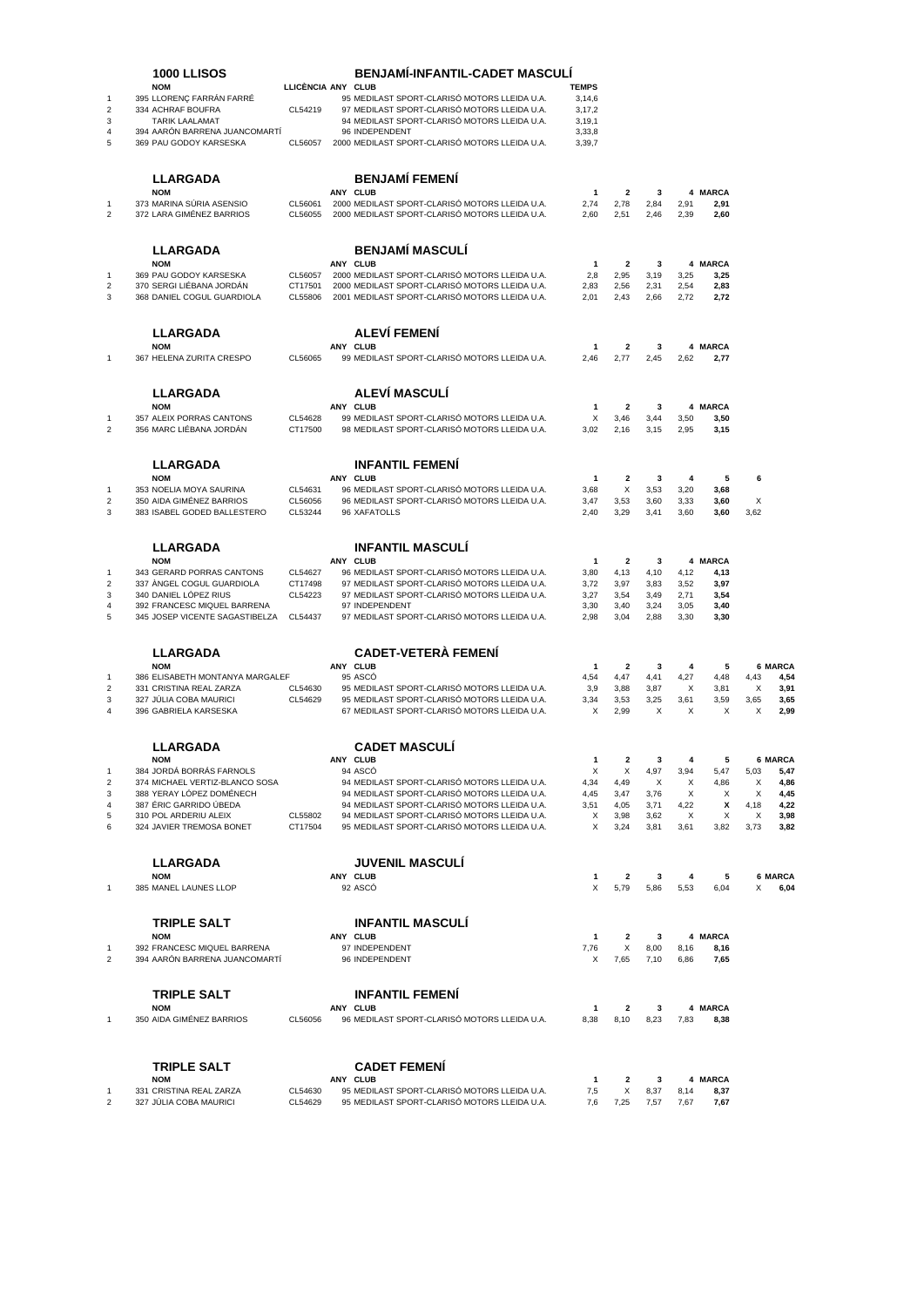## 1000 LLISOS — BENJAMÍ-INFANTIL-CADET MASCULÍ

| | NOM | LLICÈNCIA | ANY | CLUB | TEMPS |
|---|---|---|---|---|---|
| 1 | 395 LLORENÇ FARRÁN FARRÉ | | 95 | MEDILAST SPORT-CLARISÓ MOTORS LLEIDA U.A. | 3,14,6 |
| 2 | 334 ACHRAF BOUFRA | CL54219 | 97 | MEDILAST SPORT-CLARISÓ MOTORS LLEIDA U.A. | 3,17,2 |
| 3 | TARIK LAALAMAT | | 94 | MEDILAST SPORT-CLARISÓ MOTORS LLEIDA U.A. | 3,19,1 |
| 4 | 394 AARÓN BARRENA JUANCOMARTÍ | | 96 | INDEPENDENT | 3,33,8 |
| 5 | 369 PAU GODOY KARSESKA | CL56057 | 2000 | MEDILAST SPORT-CLARISÓ MOTORS LLEIDA U.A. | 3,39,7 |

## LLARGADA — BENJAMÍ FEMENÍ

| | NOM | | ANY | CLUB | 1 | 2 | 3 | 4 | MARCA |
|---|---|---|---|---|---|---|---|---|---|
| 1 | 373 MARINA SÚRIA ASENSIO | CL56061 | 2000 | MEDILAST SPORT-CLARISÓ MOTORS LLEIDA U.A. | 2,74 | 2,78 | 2,84 | 2,91 | **2,91** |
| 2 | 372 LARA GIMÉNEZ BARRIOS | CL56055 | 2000 | MEDILAST SPORT-CLARISÓ MOTORS LLEIDA U.A. | 2,60 | 2,51 | 2,46 | 2,39 | **2,60** |

## LLARGADA — BENJAMÍ MASCULÍ

| | NOM | | ANY | CLUB | 1 | 2 | 3 | 4 | MARCA |
|---|---|---|---|---|---|---|---|---|---|
| 1 | 369 PAU GODOY KARSESKA | CL56057 | 2000 | MEDILAST SPORT-CLARISÓ MOTORS LLEIDA U.A. | 2,8 | 2,95 | 3,19 | 3,25 | **3,25** |
| 2 | 370 SERGI LIÉBANA JORDÁN | CT17501 | 2000 | MEDILAST SPORT-CLARISÓ MOTORS LLEIDA U.A. | 2,83 | 2,56 | 2,31 | 2,54 | **2,83** |
| 3 | 368 DANIEL COGUL GUARDIOLA | CL55806 | 2001 | MEDILAST SPORT-CLARISÓ MOTORS LLEIDA U.A. | 2,01 | 2,43 | 2,66 | 2,72 | **2,72** |

## LLARGADA — ALEVÍ FEMENÍ

| | NOM | | ANY | CLUB | 1 | 2 | 3 | 4 | MARCA |
|---|---|---|---|---|---|---|---|---|---|
| 1 | 367 HELENA ZURITA CRESPO | CL56065 | 99 | MEDILAST SPORT-CLARISÓ MOTORS LLEIDA U.A. | 2,46 | 2,77 | 2,45 | 2,62 | **2,77** |

## LLARGADA — ALEVÍ MASCULÍ

| | NOM | | ANY | CLUB | 1 | 2 | 3 | 4 | MARCA |
|---|---|---|---|---|---|---|---|---|---|
| 1 | 357 ALEIX PORRAS CANTONS | CL54628 | 99 | MEDILAST SPORT-CLARISÓ MOTORS LLEIDA U.A. | X | 3,46 | 3,44 | 3,50 | **3,50** |
| 2 | 356 MARC LIÉBANA JORDÁN | CT17500 | 98 | MEDILAST SPORT-CLARISÓ MOTORS LLEIDA U.A. | 3,02 | 2,16 | 3,15 | 2,95 | **3,15** |

## LLARGADA — INFANTIL FEMENÍ

| | NOM | | ANY | CLUB | 1 | 2 | 3 | 4 | 5 | 6 |
|---|---|---|---|---|---|---|---|---|---|---|
| 1 | 353 NOELIA MOYA SAURINA | CL54631 | 96 | MEDILAST SPORT-CLARISÓ MOTORS LLEIDA U.A. | 3,68 | X | 3,53 | 3,20 | **3,68** | |
| 2 | 350 AIDA GIMÉNEZ BARRIOS | CL56056 | 96 | MEDILAST SPORT-CLARISÓ MOTORS LLEIDA U.A. | 3,47 | 3,53 | 3,60 | 3,33 | **3,60** | X |
| 3 | 383 ISABEL GODED BALLESTERO | CL53244 | 96 | XAFATOLLS | 2,40 | 3,29 | 3,41 | 3,60 | **3,60** | 3,62 |

## LLARGADA — INFANTIL MASCULÍ

| | NOM | | ANY | CLUB | 1 | 2 | 3 | 4 | MARCA |
|---|---|---|---|---|---|---|---|---|---|
| 1 | 343 GERARD PORRAS CANTONS | CL54627 | 96 | MEDILAST SPORT-CLARISÓ MOTORS LLEIDA U.A. | 3,80 | 4,13 | 4,10 | 4,12 | **4,13** |
| 2 | 337 ÀNGEL COGUL GUARDIOLA | CT17498 | 97 | MEDILAST SPORT-CLARISÓ MOTORS LLEIDA U.A. | 3,72 | 3,97 | 3,83 | 3,52 | **3,97** |
| 3 | 340 DANIEL LÓPEZ RIUS | CL54223 | 97 | MEDILAST SPORT-CLARISÓ MOTORS LLEIDA U.A. | 3,27 | 3,54 | 3,49 | 2,71 | **3,54** |
| 4 | 392 FRANCESC MIQUEL BARRENA | | 97 | INDEPENDENT | 3,30 | 3,40 | 3,24 | 3,05 | **3,40** |
| 5 | 345 JOSEP VICENTE SAGASTIBELZA | CL54437 | 97 | MEDILAST SPORT-CLARISÓ MOTORS LLEIDA U.A. | 2,98 | 3,04 | 2,88 | 3,30 | **3,30** |

## LLARGADA — CADET-VETERÀ FEMENÍ

| | NOM | | ANY | CLUB | 1 | 2 | 3 | 4 | 5 | 6 | MARCA |
|---|---|---|---|---|---|---|---|---|---|---|---|
| 1 | 386 ELISABETH MONTANYA MARGALEF | | 95 | ASCÓ | 4,54 | 4,47 | 4,41 | 4,27 | 4,48 | 4,43 | **4,54** |
| 2 | 331 CRISTINA REAL ZARZA | CL54630 | 95 | MEDILAST SPORT-CLARISÓ MOTORS LLEIDA U.A. | 3,9 | 3,88 | 3,87 | X | 3,81 | X | **3,91** |
| 3 | 327 JÚLIA COBA MAURICI | CL54629 | 95 | MEDILAST SPORT-CLARISÓ MOTORS LLEIDA U.A. | 3,34 | 3,53 | 3,25 | 3,61 | 3,59 | 3,65 | **3,65** |
| 4 | 396 GABRIELA KARSESKA | | 67 | MEDILAST SPORT-CLARISÓ MOTORS LLEIDA U.A. | X | 2,99 | X | X | X | X | **2,99** |

## LLARGADA — CADET MASCULÍ

| | NOM | | ANY | CLUB | 1 | 2 | 3 | 4 | 5 | 6 | MARCA |
|---|---|---|---|---|---|---|---|---|---|---|---|
| 1 | 384 JORDÁ BORRÁS FARNOLS | | 94 | ASCÓ | X | X | 4,97 | 3,94 | 5,47 | 5,03 | **5,47** |
| 2 | 374 MICHAEL VERTIZ-BLANCO SOSA | | 94 | MEDILAST SPORT-CLARISÓ MOTORS LLEIDA U.A. | 4,34 | 4,49 | X | X | 4,86 | X | **4,86** |
| 3 | 388 YERAY LÓPEZ DOMÈNECH | | 94 | MEDILAST SPORT-CLARISÓ MOTORS LLEIDA U.A. | 4,45 | 3,47 | 3,76 | X | X | X | **4,45** |
| 4 | 387 ÈRIC GARRIDO ÚBEDA | | 94 | MEDILAST SPORT-CLARISÓ MOTORS LLEIDA U.A. | 3,51 | 4,05 | 3,71 | 4,22 | **X** | 4,18 | **4,22** |
| 5 | 310 POL ARDERIU ALEIX | CL55802 | 94 | MEDILAST SPORT-CLARISÓ MOTORS LLEIDA U.A. | X | 3,98 | 3,62 | X | X | X | **3,98** |
| 6 | 324 JAVIER TREMOSA BONET | CT17504 | 95 | MEDILAST SPORT-CLARISÓ MOTORS LLEIDA U.A. | X | 3,24 | 3,81 | 3,61 | 3,82 | 3,73 | **3,82** |

## LLARGADA — JUVENIL MASCULÍ

| | NOM | | ANY | CLUB | 1 | 2 | 3 | 4 | 5 | 6 | MARCA |
|---|---|---|---|---|---|---|---|---|---|---|---|
| 1 | 385 MANEL LAUNES LLOP | | 92 | ASCÓ | X | 5,79 | 5,86 | 5,53 | 6,04 | X | **6,04** |

## TRIPLE SALT — INFANTIL MASCULÍ

| | NOM | | ANY | CLUB | 1 | 2 | 3 | 4 | MARCA |
|---|---|---|---|---|---|---|---|---|---|
| 1 | 392 FRANCESC MIQUEL BARRENA | | 97 | INDEPENDENT | 7,76 | X | 8,00 | 8,16 | **8,16** |
| 2 | 394 AARÓN BARRENA JUANCOMARTÍ | | 96 | INDEPENDENT | X | 7,65 | 7,10 | 6,86 | **7,65** |

## TRIPLE SALT — INFANTIL FEMENÍ

| | NOM | | ANY | CLUB | 1 | 2 | 3 | 4 | MARCA |
|---|---|---|---|---|---|---|---|---|---|
| 1 | 350 AIDA GIMÉNEZ BARRIOS | CL56056 | 96 | MEDILAST SPORT-CLARISÓ MOTORS LLEIDA U.A. | 8,38 | 8,10 | 8,23 | 7,83 | **8,38** |

## TRIPLE SALT — CADET FEMENÍ

| | NOM | | ANY | CLUB | 1 | 2 | 3 | 4 | MARCA |
|---|---|---|---|---|---|---|---|---|---|
| 1 | 331 CRISTINA REAL ZARZA | CL54630 | 95 | MEDILAST SPORT-CLARISÓ MOTORS LLEIDA U.A. | 7,5 | X | 8,37 | 8,14 | **8,37** |
| 2 | 327 JÚLIA COBA MAURICI | CL54629 | 95 | MEDILAST SPORT-CLARISÓ MOTORS LLEIDA U.A. | 7,6 | 7,25 | 7,57 | 7,67 | **7,67** |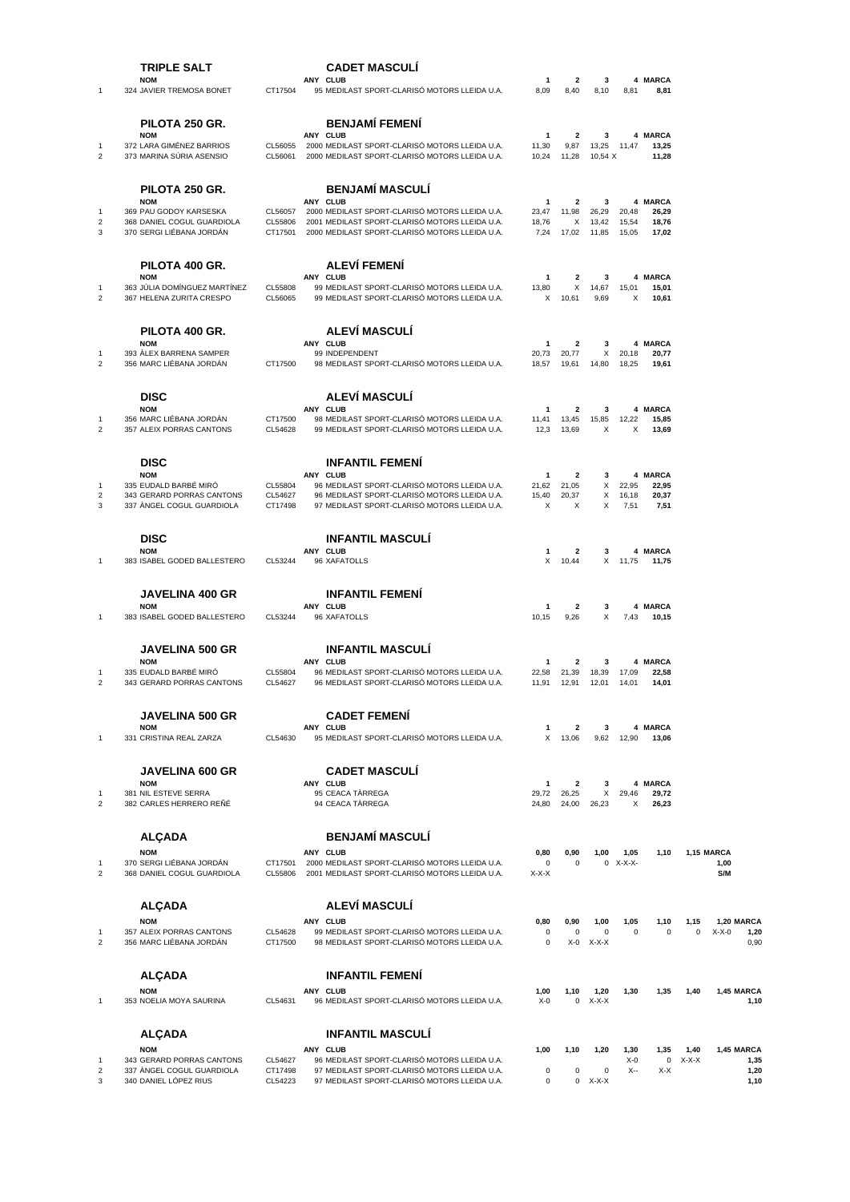## TRIPLE SALT — CADET MASCULÍ

| | NOM | | ANY | CLUB | 1 | 2 | 3 | 4 | MARCA |
|---|---|---|---|---|---|---|---|---|---|
| 1 | 324 JAVIER TREMOSA BONET | CT17504 | 95 | MEDILAST SPORT-CLARISÓ MOTORS LLEIDA U.A. | 8,09 | 8,40 | 8,10 | 8,81 | **8,81** |

## PILOTA 250 GR. — BENJAMÍ FEMENÍ

| | NOM | | ANY | CLUB | 1 | 2 | 3 | 4 | MARCA |
|---|---|---|---|---|---|---|---|---|---|
| 1 | 372 LARA GIMÉNEZ BARRIOS | CL56055 | 2000 | MEDILAST SPORT-CLARISÓ MOTORS LLEIDA U.A. | 11,30 | 9,87 | 13,25 | 11,47 | **13,25** |
| 2 | 373 MARINA SÚRIA ASENSIO | CL56061 | 2000 | MEDILAST SPORT-CLARISÓ MOTORS LLEIDA U.A. | 10,24 | 11,28 | 10,54 | X | **11,28** |

## PILOTA 250 GR. — BENJAMÍ MASCULÍ

| | NOM | | ANY | CLUB | 1 | 2 | 3 | 4 | MARCA |
|---|---|---|---|---|---|---|---|---|---|
| 1 | 369 PAU GODOY KARSESKA | CL56057 | 2000 | MEDILAST SPORT-CLARISÓ MOTORS LLEIDA U.A. | 23,47 | 11,98 | 26,29 | 20,48 | **26,29** |
| 2 | 368 DANIEL COGUL GUARDIOLA | CL55806 | 2001 | MEDILAST SPORT-CLARISÓ MOTORS LLEIDA U.A. | 18,76 | X | 13,42 | 15,54 | **18,76** |
| 3 | 370 SERGI LIÉBANA JORDÁN | CT17501 | 2000 | MEDILAST SPORT-CLARISÓ MOTORS LLEIDA U.A. | 7,24 | 17,02 | 11,85 | 15,05 | **17,02** |

## PILOTA 400 GR. — ALEVÍ FEMENÍ

| | NOM | | ANY | CLUB | 1 | 2 | 3 | 4 | MARCA |
|---|---|---|---|---|---|---|---|---|---|
| 1 | 363 JÚLIA DOMÍNGUEZ MARTÍNEZ | CL55808 | 99 | MEDILAST SPORT-CLARISÓ MOTORS LLEIDA U.A. | 13,80 | X | 14,67 | 15,01 | **15,01** |
| 2 | 367 HELENA ZURITA CRESPO | CL56065 | 99 | MEDILAST SPORT-CLARISÓ MOTORS LLEIDA U.A. | X | 10,61 | 9,69 | X | **10,61** |

## PILOTA 400 GR. — ALEVÍ MASCULÍ

| | NOM | | ANY | CLUB | 1 | 2 | 3 | 4 | MARCA |
|---|---|---|---|---|---|---|---|---|---|
| 1 | 393 ÀLEX BARRENA SAMPER | | 99 | INDEPENDENT | 20,73 | 20,77 | X | 20,18 | **20,77** |
| 2 | 356 MARC LIÉBANA JORDÁN | CT17500 | 98 | MEDILAST SPORT-CLARISÓ MOTORS LLEIDA U.A. | 18,57 | 19,61 | 14,80 | 18,25 | **19,61** |

## DISC — ALEVÍ MASCULÍ

| | NOM | | ANY | CLUB | 1 | 2 | 3 | 4 | MARCA |
|---|---|---|---|---|---|---|---|---|---|
| 1 | 356 MARC LIÉBANA JORDÁN | CT17500 | 98 | MEDILAST SPORT-CLARISÓ MOTORS LLEIDA U.A. | 11,41 | 13,45 | 15,85 | 12,22 | **15,85** |
| 2 | 357 ALEIX PORRAS CANTONS | CL54628 | 99 | MEDILAST SPORT-CLARISÓ MOTORS LLEIDA U.A. | 12,3 | 13,69 | X | X | **13,69** |

## DISC — INFANTIL FEMENÍ

| | NOM | | ANY | CLUB | 1 | 2 | 3 | 4 | MARCA |
|---|---|---|---|---|---|---|---|---|---|
| 1 | 335 EUDALD BARBÉ MIRÓ | CL55804 | 96 | MEDILAST SPORT-CLARISÓ MOTORS LLEIDA U.A. | 21,62 | 21,05 | X | 22,95 | **22,95** |
| 2 | 343 GERARD PORRAS CANTONS | CL54627 | 96 | MEDILAST SPORT-CLARISÓ MOTORS LLEIDA U.A. | 15,40 | 20,37 | X | 16,18 | **20,37** |
| 3 | 337 ÀNGEL COGUL GUARDIOLA | CT17498 | 97 | MEDILAST SPORT-CLARISÓ MOTORS LLEIDA U.A. | X | X | X | 7,51 | **7,51** |

## DISC — INFANTIL MASCULÍ

| | NOM | | ANY | CLUB | 1 | 2 | 3 | 4 | MARCA |
|---|---|---|---|---|---|---|---|---|---|
| 1 | 383 ISABEL GODED BALLESTERO | CL53244 | 96 | XAFATOLLS | X | 10,44 | X | 11,75 | **11,75** |

## JAVELINA 400 GR — INFANTIL FEMENÍ

| | NOM | | ANY | CLUB | 1 | 2 | 3 | 4 | MARCA |
|---|---|---|---|---|---|---|---|---|---|
| 1 | 383 ISABEL GODED BALLESTERO | CL53244 | 96 | XAFATOLLS | 10,15 | 9,26 | X | 7,43 | **10,15** |

## JAVELINA 500 GR — INFANTIL MASCULÍ

| | NOM | | ANY | CLUB | 1 | 2 | 3 | 4 | MARCA |
|---|---|---|---|---|---|---|---|---|---|
| 1 | 335 EUDALD BARBÉ MIRÓ | CL55804 | 96 | MEDILAST SPORT-CLARISÓ MOTORS LLEIDA U.A. | 22,58 | 21,39 | 18,39 | 17,09 | **22,58** |
| 2 | 343 GERARD PORRAS CANTONS | CL54627 | 96 | MEDILAST SPORT-CLARISÓ MOTORS LLEIDA U.A. | 11,91 | 12,91 | 12,01 | 14,01 | **14,01** |

## JAVELINA 500 GR — CADET FEMENÍ

| | NOM | | ANY | CLUB | 1 | 2 | 3 | 4 | MARCA |
|---|---|---|---|---|---|---|---|---|---|
| 1 | 331 CRISTINA REAL ZARZA | CL54630 | 95 | MEDILAST SPORT-CLARISÓ MOTORS LLEIDA U.A. | X | 13,06 | 9,62 | 12,90 | **13,06** |

## JAVELINA 600 GR — CADET MASCULÍ

| | NOM | | ANY | CLUB | 1 | 2 | 3 | 4 | MARCA |
|---|---|---|---|---|---|---|---|---|---|
| 1 | 381 NIL ESTEVE SERRA | | 95 | CEACA TÀRREGA | 29,72 | 26,25 | X | 29,46 | **29,72** |
| 2 | 382 CARLES HERRERO REÑÉ | | 94 | CEACA TÀRREGA | 24,80 | 24,00 | 26,23 | X | **26,23** |

## ALÇADA — BENJAMÍ MASCULÍ

| | NOM | | ANY | CLUB | 0,80 | 0,90 | 1,00 | 1,05 | 1,10 | 1,15 | MARCA |
|---|---|---|---|---|---|---|---|---|---|---|---|
| 1 | 370 SERGI LIÉBANA JORDÁN | CT17501 | 2000 | MEDILAST SPORT-CLARISÓ MOTORS LLEIDA U.A. | 0 | 0 | 0 | X-X-X- | | | **1,00** |
| 2 | 368 DANIEL COGUL GUARDIOLA | CL55806 | 2001 | MEDILAST SPORT-CLARISÓ MOTORS LLEIDA U.A. | X-X-X | | | | | | **S/M** |

## ALÇADA — ALEVÍ MASCULÍ

| | NOM | | ANY | CLUB | 0,80 | 0,90 | 1,00 | 1,05 | 1,10 | 1,15 | 1,20 | MARCA |
|---|---|---|---|---|---|---|---|---|---|---|---|---|
| 1 | 357 ALEIX PORRAS CANTONS | CL54628 | 99 | MEDILAST SPORT-CLARISÓ MOTORS LLEIDA U.A. | 0 | 0 | 0 | 0 | 0 | 0 | X-X-0 | **1,20** |
| 2 | 356 MARC LIÉBANA JORDÁN | CT17500 | 98 | MEDILAST SPORT-CLARISÓ MOTORS LLEIDA U.A. | 0 | X-0 | X-X-X | | | | | 0,90 |

## ALÇADA — INFANTIL FEMENÍ

| | NOM | | ANY | CLUB | 1,00 | 1,10 | 1,20 | 1,30 | 1,35 | 1,40 | 1,45 | MARCA |
|---|---|---|---|---|---|---|---|---|---|---|---|---|
| 1 | 353 NOELIA MOYA SAURINA | CL54631 | 96 | MEDILAST SPORT-CLARISÓ MOTORS LLEIDA U.A. | X-0 | 0 | X-X-X | | | | | **1,10** |

## ALÇADA — INFANTIL MASCULÍ

| | NOM | | ANY | CLUB | 1,00 | 1,10 | 1,20 | 1,30 | 1,35 | 1,40 | 1,45 | MARCA |
|---|---|---|---|---|---|---|---|---|---|---|---|---|
| 1 | 343 GERARD PORRAS CANTONS | CL54627 | 96 | MEDILAST SPORT-CLARISÓ MOTORS LLEIDA U.A. | | | | X-0 | 0 | X-X-X | | **1,35** |
| 2 | 337 ÀNGEL COGUL GUARDIOLA | CT17498 | 97 | MEDILAST SPORT-CLARISÓ MOTORS LLEIDA U.A. | 0 | 0 | 0 | X-- | X-X | | | **1,20** |
| 3 | 340 DANIEL LÓPEZ RIUS | CL54223 | 97 | MEDILAST SPORT-CLARISÓ MOTORS LLEIDA U.A. | 0 | 0 | X-X-X | | | | | **1,10** |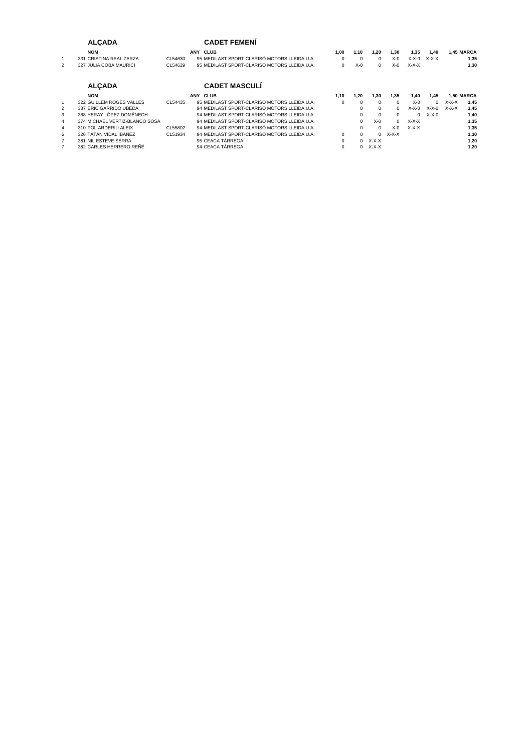## ALÇADA — CADET FEMENÍ

| | NOM | | ANY | CLUB | 1,00 | 1,10 | 1,20 | 1,30 | 1,35 | 1,40 | 1,45 | MARCA |
|---|---|---|---|---|---|---|---|---|---|---|---|---|
| 1 | 331 CRISTINA REAL ZARZA | CL54630 | 95 | MEDILAST SPORT-CLARISÓ MOTORS LLEIDA U.A. | 0 | 0 | 0 | X-0 | X-X-0 | X-X-X | | **1,35** |
| 2 | 327 JÚLIA COBA MAURICI | CL54629 | 95 | MEDILAST SPORT-CLARISÓ MOTORS LLEIDA U.A. | 0 | X-0 | 0 | X-0 | X-X-X | | | **1,30** |

## ALÇADA — CADET MASCULÍ

| | NOM | | ANY | CLUB | 1,10 | 1,20 | 1,30 | 1,35 | 1,40 | 1,45 | 1,50 | MARCA |
|---|---|---|---|---|---|---|---|---|---|---|---|---|
| 1 | 322 GUILLEM ROGÉS VALLES | CL54435 | 95 | MEDILAST SPORT-CLARISÓ MOTORS LLEIDA U.A. | 0 | 0 | 0 | 0 | X-0 | 0 | X-X-X | **1,45** |
| 2 | 387 ERIC GARRIDO ÚBEDA | | 94 | MEDILAST SPORT-CLARISÓ MOTORS LLEIDA U.A. | | 0 | 0 | 0 | X-X-0 | X-X-0 | X-X-X | **1,45** |
| 3 | 388 YERAY LÓPEZ DOMÉNECH | | 94 | MEDILAST SPORT-CLARISÓ MOTORS LLEIDA U.A. | | 0 | 0 | 0 | 0 | X-X-0 | | **1,40** |
| 4 | 374 MICHAEL VERTIZ-BLANCO SOSA | | 94 | MEDILAST SPORT-CLARISÓ MOTORS LLEIDA U.A. | | 0 | X-0 | 0 | X-X-X | | | **1,35** |
| 4 | 310 POL ARDERIU ALEIX | CL55802 | 94 | MEDILAST SPORT-CLARISÓ MOTORS LLEIDA U.A. | | 0 | 0 | X-0 | X-X-X | | | **1,35** |
| 6 | 326 TATÁN VIDAL IBÁÑEZ | CL51934 | 94 | MEDILAST SPORT-CLARISÓ MOTORS LLEIDA U.A. | 0 | 0 | 0 | X-X-X | | | | **1,30** |
| 7 | 381 NIL ESTEVE SERRA | | 95 | CEACA TÀRREGA | 0 | 0 | X-X-X | | | | | **1,20** |
| 7 | 382 CARLES HERRERO REÑÉ | | 94 | CEACA TÀRREGA | 0 | 0 | X-X-X | | | | | **1,20** |